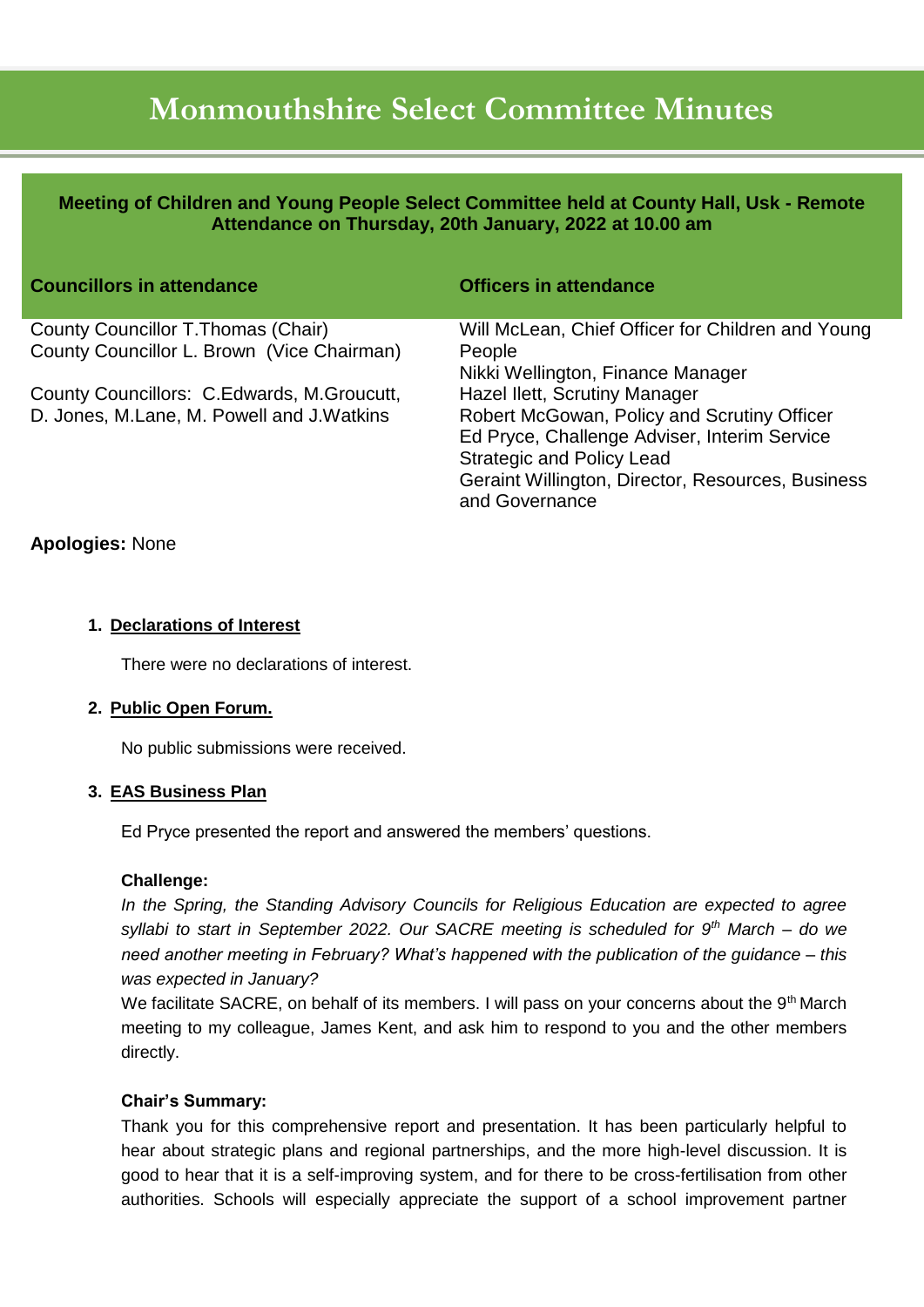# Monmouthshire Select Committee Minutes

**Meeting of Children and Young People Select Committee held at County Hall, Usk - Remote Attendance on Thursday, 20th January, 2022 at 10.00 am**

| Councillors in attendance | Officers in attendance |
| --- | --- |
| County Councillor T.Thomas (Chair)<br>County Councillor L. Brown (Vice Chairman)<br><br>County Councillors: C.Edwards, M.Groucutt, D. Jones, M.Lane, M. Powell and J.Watkins | Will McLean, Chief Officer for Children and Young People<br>Nikki Wellington, Finance Manager<br>Hazel Ilett, Scrutiny Manager<br>Robert McGowan, Policy and Scrutiny Officer<br>Ed Pryce, Challenge Adviser, Interim Service Strategic and Policy Lead<br>Geraint Willington, Director, Resources, Business and Governance |

**Apologies:** None

1. **Declarations of Interest**

   There were no declarations of interest.

2. **Public Open Forum.**

   No public submissions were received.

3. **EAS Business Plan**

   Ed Pryce presented the report and answered the members' questions.

   **Challenge:**

   *In the Spring, the Standing Advisory Councils for Religious Education are expected to agree syllabi to start in September 2022. Our SACRE meeting is scheduled for 9th March – do we need another meeting in February? What's happened with the publication of the guidance – this was expected in January?*

   We facilitate SACRE, on behalf of its members. I will pass on your concerns about the 9th March meeting to my colleague, James Kent, and ask him to respond to you and the other members directly.

   **Chair's Summary:**

   Thank you for this comprehensive report and presentation. It has been particularly helpful to hear about strategic plans and regional partnerships, and the more high-level discussion. It is good to hear that it is a self-improving system, and for there to be cross-fertilisation from other authorities. Schools will especially appreciate the support of a school improvement partner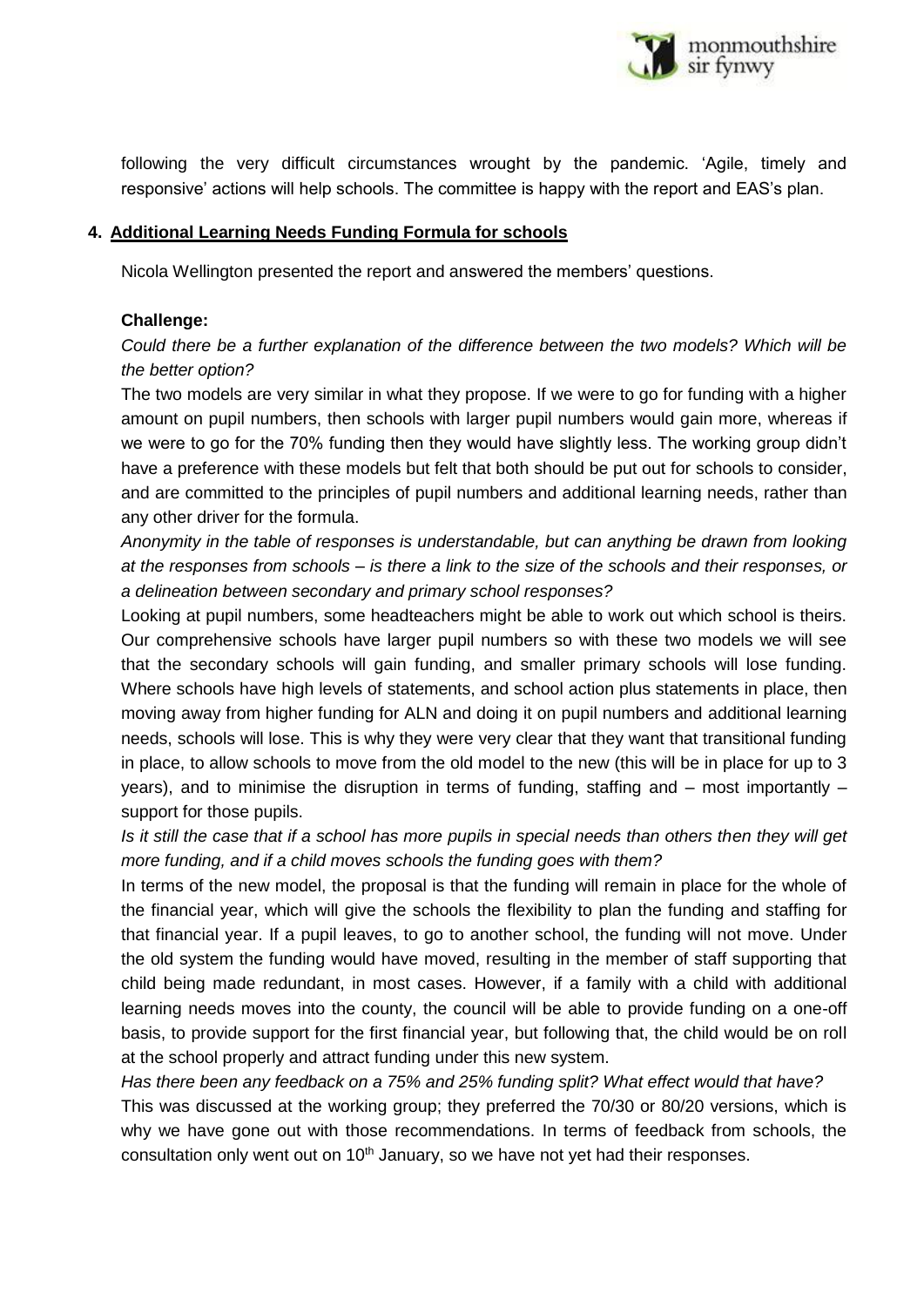following the very difficult circumstances wrought by the pandemic. 'Agile, timely and responsive' actions will help schools. The committee is happy with the report and EAS's plan.

## 4. Additional Learning Needs Funding Formula for schools

Nicola Wellington presented the report and answered the members' questions.

**Challenge:**

*Could there be a further explanation of the difference between the two models? Which will be the better option?*

The two models are very similar in what they propose. If we were to go for funding with a higher amount on pupil numbers, then schools with larger pupil numbers would gain more, whereas if we were to go for the 70% funding then they would have slightly less. The working group didn't have a preference with these models but felt that both should be put out for schools to consider, and are committed to the principles of pupil numbers and additional learning needs, rather than any other driver for the formula.

*Anonymity in the table of responses is understandable, but can anything be drawn from looking at the responses from schools – is there a link to the size of the schools and their responses, or a delineation between secondary and primary school responses?*

Looking at pupil numbers, some headteachers might be able to work out which school is theirs. Our comprehensive schools have larger pupil numbers so with these two models we will see that the secondary schools will gain funding, and smaller primary schools will lose funding. Where schools have high levels of statements, and school action plus statements in place, then moving away from higher funding for ALN and doing it on pupil numbers and additional learning needs, schools will lose. This is why they were very clear that they want that transitional funding in place, to allow schools to move from the old model to the new (this will be in place for up to 3 years), and to minimise the disruption in terms of funding, staffing and – most importantly – support for those pupils.

*Is it still the case that if a school has more pupils in special needs than others then they will get more funding, and if a child moves schools the funding goes with them?*

In terms of the new model, the proposal is that the funding will remain in place for the whole of the financial year, which will give the schools the flexibility to plan the funding and staffing for that financial year. If a pupil leaves, to go to another school, the funding will not move. Under the old system the funding would have moved, resulting in the member of staff supporting that child being made redundant, in most cases. However, if a family with a child with additional learning needs moves into the county, the council will be able to provide funding on a one-off basis, to provide support for the first financial year, but following that, the child would be on roll at the school properly and attract funding under this new system.

*Has there been any feedback on a 75% and 25% funding split? What effect would that have?*

This was discussed at the working group; they preferred the 70/30 or 80/20 versions, which is why we have gone out with those recommendations. In terms of feedback from schools, the consultation only went out on 10th January, so we have not yet had their responses.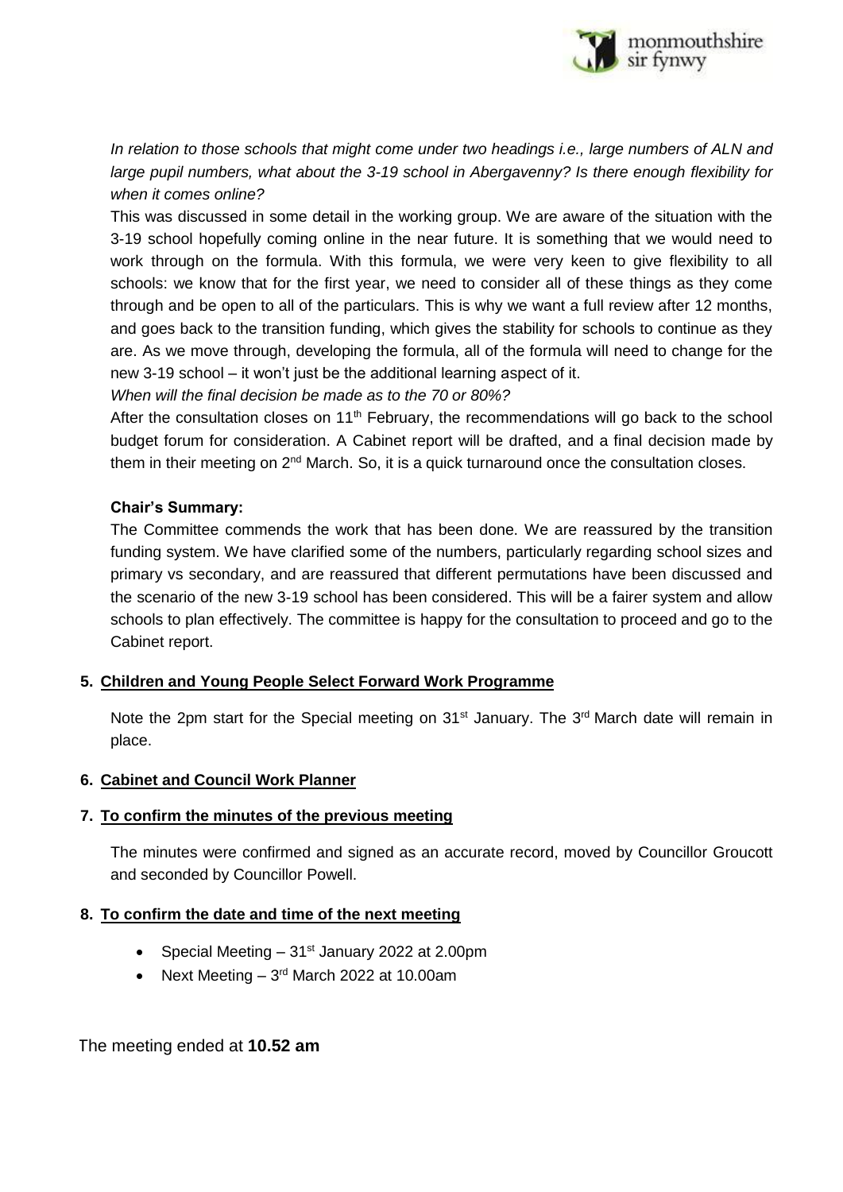*In relation to those schools that might come under two headings i.e., large numbers of ALN and large pupil numbers, what about the 3-19 school in Abergavenny? Is there enough flexibility for when it comes online?*

This was discussed in some detail in the working group. We are aware of the situation with the 3-19 school hopefully coming online in the near future. It is something that we would need to work through on the formula. With this formula, we were very keen to give flexibility to all schools: we know that for the first year, we need to consider all of these things as they come through and be open to all of the particulars. This is why we want a full review after 12 months, and goes back to the transition funding, which gives the stability for schools to continue as they are. As we move through, developing the formula, all of the formula will need to change for the new 3-19 school – it won't just be the additional learning aspect of it.

*When will the final decision be made as to the 70 or 80%?*

After the consultation closes on 11th February, the recommendations will go back to the school budget forum for consideration. A Cabinet report will be drafted, and a final decision made by them in their meeting on 2nd March. So, it is a quick turnaround once the consultation closes.

**Chair's Summary:**

The Committee commends the work that has been done. We are reassured by the transition funding system. We have clarified some of the numbers, particularly regarding school sizes and primary vs secondary, and are reassured that different permutations have been discussed and the scenario of the new 3-19 school has been considered. This will be a fairer system and allow schools to plan effectively. The committee is happy for the consultation to proceed and go to the Cabinet report.

**5. Children and Young People Select Forward Work Programme**

Note the 2pm start for the Special meeting on 31st January. The 3rd March date will remain in place.

**6. Cabinet and Council Work Planner**

**7. To confirm the minutes of the previous meeting**

The minutes were confirmed and signed as an accurate record, moved by Councillor Groucott and seconded by Councillor Powell.

**8. To confirm the date and time of the next meeting**

- Special Meeting – 31st January 2022 at 2.00pm
- Next Meeting – 3rd March 2022 at 10.00am

The meeting ended at **10.52 am**